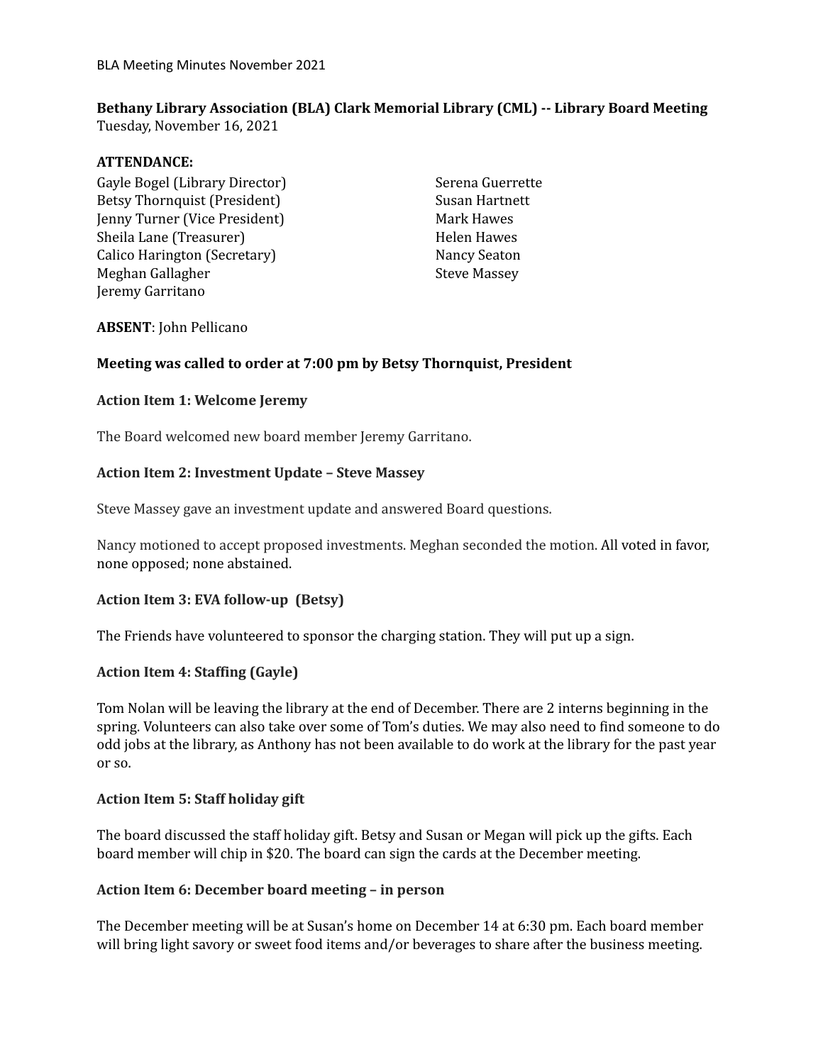BLA Meeting Minutes November 2021

**Bethany Library Association (BLA) Clark Memorial Library (CML) -- Library Board Meeting**
Tuesday, November 16, 2021

**ATTENDANCE:**

Gayle Bogel (Library Director)
Betsy Thornquist (President)
Jenny Turner (Vice President)
Sheila Lane (Treasurer)
Calico Harington (Secretary)
Meghan Gallagher
Jeremy Garritano
Serena Guerrette
Susan Hartnett
Mark Hawes
Helen Hawes
Nancy Seaton
Steve Massey

**ABSENT**: John Pellicano

**Meeting was called to order at 7:00 pm by Betsy Thornquist, President**

**Action Item 1: Welcome Jeremy**

The Board welcomed new board member Jeremy Garritano.

**Action Item 2: Investment Update – Steve Massey**

Steve Massey gave an investment update and answered Board questions.

Nancy motioned to accept proposed investments. Meghan seconded the motion. All voted in favor, none opposed; none abstained.

**Action Item 3: EVA follow-up (Betsy)**

The Friends have volunteered to sponsor the charging station. They will put up a sign.

**Action Item 4: Staffing (Gayle)**

Tom Nolan will be leaving the library at the end of December. There are 2 interns beginning in the spring. Volunteers can also take over some of Tom's duties. We may also need to find someone to do odd jobs at the library, as Anthony has not been available to do work at the library for the past year or so.

**Action Item 5: Staff holiday gift**

The board discussed the staff holiday gift. Betsy and Susan or Megan will pick up the gifts. Each board member will chip in $20. The board can sign the cards at the December meeting.

**Action Item 6: December board meeting – in person**

The December meeting will be at Susan's home on December 14 at 6:30 pm. Each board member will bring light savory or sweet food items and/or beverages to share after the business meeting.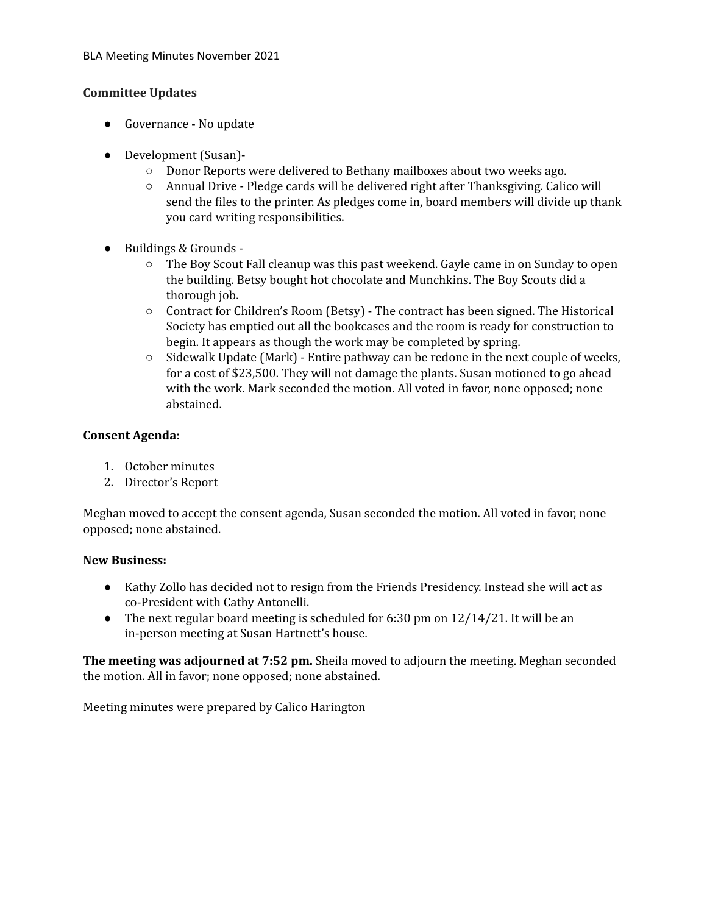**Committee Updates**

- Governance - No update
- Development (Susan)-
  - Donor Reports were delivered to Bethany mailboxes about two weeks ago.
  - Annual Drive - Pledge cards will be delivered right after Thanksgiving. Calico will send the files to the printer. As pledges come in, board members will divide up thank you card writing responsibilities.
- Buildings & Grounds -
  - The Boy Scout Fall cleanup was this past weekend. Gayle came in on Sunday to open the building. Betsy bought hot chocolate and Munchkins. The Boy Scouts did a thorough job.
  - Contract for Children's Room (Betsy) - The contract has been signed. The Historical Society has emptied out all the bookcases and the room is ready for construction to begin. It appears as though the work may be completed by spring.
  - Sidewalk Update (Mark) - Entire pathway can be redone in the next couple of weeks, for a cost of $23,500. They will not damage the plants. Susan motioned to go ahead with the work. Mark seconded the motion. All voted in favor, none opposed; none abstained.

**Consent Agenda:**

1. October minutes
2. Director's Report

Meghan moved to accept the consent agenda, Susan seconded the motion. All voted in favor, none opposed; none abstained.

**New Business:**

- Kathy Zollo has decided not to resign from the Friends Presidency. Instead she will act as co-President with Cathy Antonelli.
- The next regular board meeting is scheduled for 6:30 pm on 12/14/21. It will be an in-person meeting at Susan Hartnett's house.

**The meeting was adjourned at 7:52 pm.** Sheila moved to adjourn the meeting. Meghan seconded the motion. All in favor; none opposed; none abstained.

Meeting minutes were prepared by Calico Harington